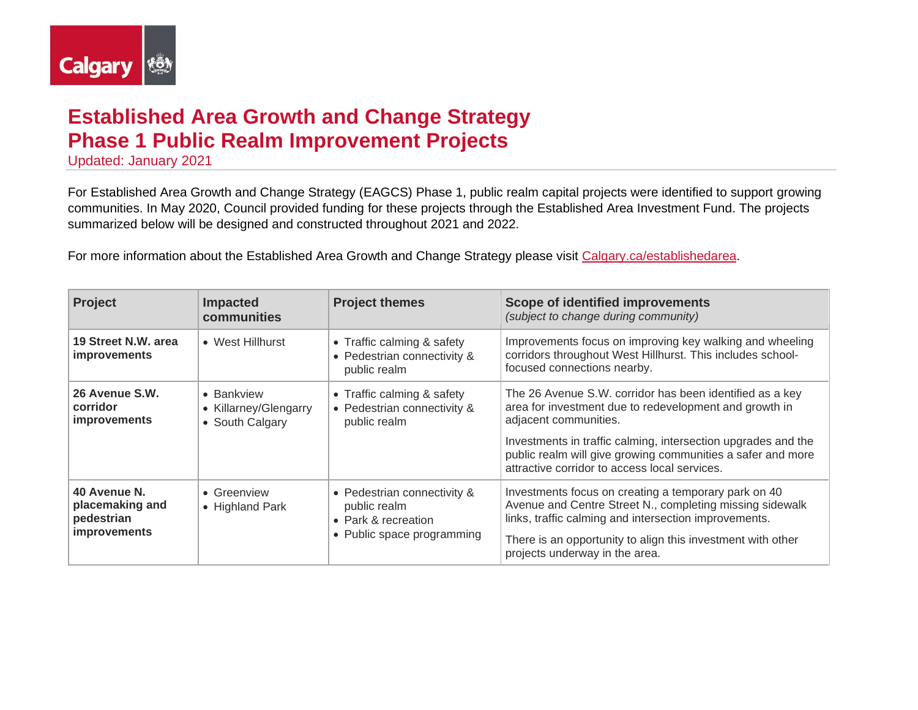# Established Area Growth and Change Strategy
# Phase 1 Public Realm Improvement Projects

Updated: January 2021

For Established Area Growth and Change Strategy (EAGCS) Phase 1, public realm capital projects were identified to support growing communities. In May 2020, Council provided funding for these projects through the Established Area Investment Fund. The projects summarized below will be designed and constructed throughout 2021 and 2022.

For more information about the Established Area Growth and Change Strategy please visit Calgary.ca/establishedarea.

| Project | Impacted communities | Project themes | Scope of identified improvements *(subject to change during community)* |
|---|---|---|---|
| **19 Street N.W. area improvements** | • West Hillhurst | • Traffic calming & safety<br>• Pedestrian connectivity & public realm | Improvements focus on improving key walking and wheeling corridors throughout West Hillhurst. This includes school-focused connections nearby. |
| **26 Avenue S.W. corridor improvements** | • Bankview<br>• Killarney/Glengarry<br>• South Calgary | • Traffic calming & safety<br>• Pedestrian connectivity & public realm | The 26 Avenue S.W. corridor has been identified as a key area for investment due to redevelopment and growth in adjacent communities.<br><br>Investments in traffic calming, intersection upgrades and the public realm will give growing communities a safer and more attractive corridor to access local services. |
| **40 Avenue N. placemaking and pedestrian improvements** | • Greenview<br>• Highland Park | • Pedestrian connectivity & public realm<br>• Park & recreation<br>• Public space programming | Investments focus on creating a temporary park on 40 Avenue and Centre Street N., completing missing sidewalk links, traffic calming and intersection improvements.<br><br>There is an opportunity to align this investment with other projects underway in the area. |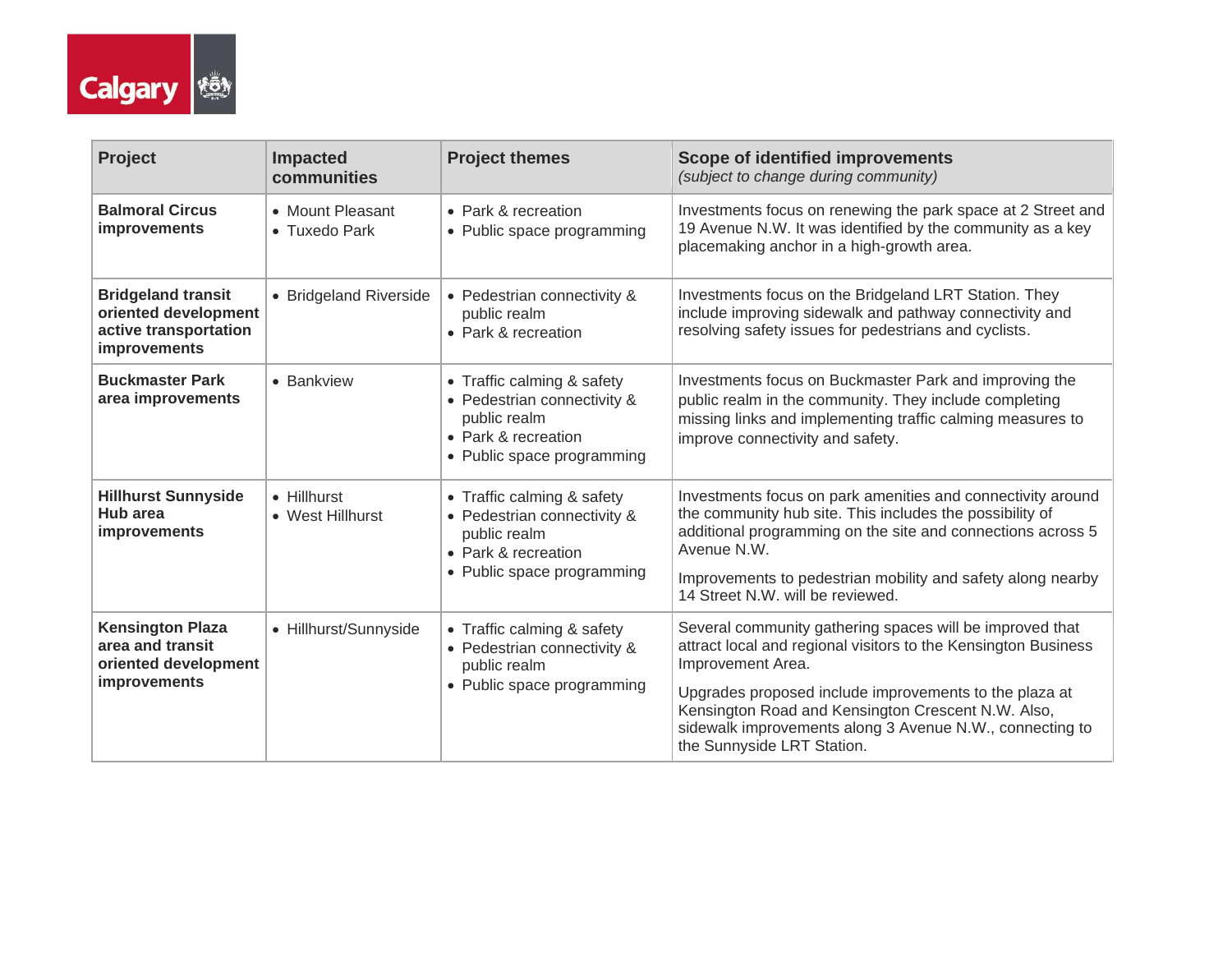| Project | Impacted communities | Project themes | Scope of identified improvements *(subject to change during community)* |
|---|---|---|---|
| **Balmoral Circus improvements** | • Mount Pleasant<br>• Tuxedo Park | • Park & recreation<br>• Public space programming | Investments focus on renewing the park space at 2 Street and 19 Avenue N.W. It was identified by the community as a key placemaking anchor in a high-growth area. |
| **Bridgeland transit oriented development active transportation improvements** | • Bridgeland Riverside | • Pedestrian connectivity & public realm<br>• Park & recreation | Investments focus on the Bridgeland LRT Station. They include improving sidewalk and pathway connectivity and resolving safety issues for pedestrians and cyclists. |
| **Buckmaster Park area improvements** | • Bankview | • Traffic calming & safety<br>• Pedestrian connectivity & public realm<br>• Park & recreation<br>• Public space programming | Investments focus on Buckmaster Park and improving the public realm in the community. They include completing missing links and implementing traffic calming measures to improve connectivity and safety. |
| **Hillhurst Sunnyside Hub area improvements** | • Hillhurst<br>• West Hillhurst | • Traffic calming & safety<br>• Pedestrian connectivity & public realm<br>• Park & recreation<br>• Public space programming | Investments focus on park amenities and connectivity around the community hub site. This includes the possibility of additional programming on the site and connections across 5 Avenue N.W.<br><br>Improvements to pedestrian mobility and safety along nearby 14 Street N.W. will be reviewed. |
| **Kensington Plaza area and transit oriented development improvements** | • Hillhurst/Sunnyside | • Traffic calming & safety<br>• Pedestrian connectivity & public realm<br>• Public space programming | Several community gathering spaces will be improved that attract local and regional visitors to the Kensington Business Improvement Area.<br><br>Upgrades proposed include improvements to the plaza at Kensington Road and Kensington Crescent N.W. Also, sidewalk improvements along 3 Avenue N.W., connecting to the Sunnyside LRT Station. |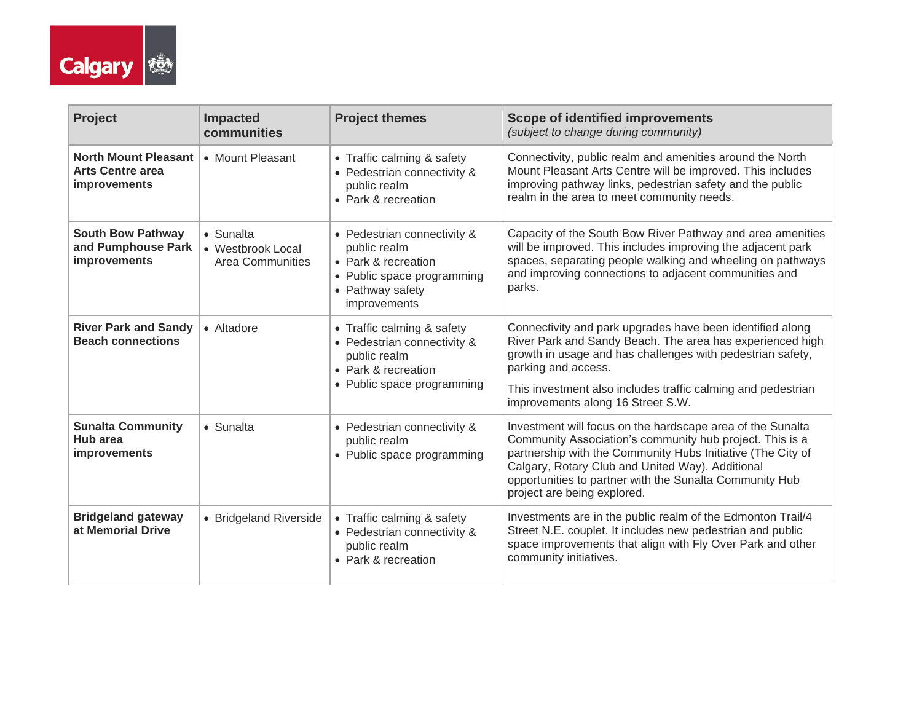| Project | Impacted communities | Project themes | Scope of identified improvements *(subject to change during community)* |
|---|---|---|---|
| **North Mount Pleasant Arts Centre area improvements** | • Mount Pleasant | • Traffic calming & safety<br>• Pedestrian connectivity & public realm<br>• Park & recreation | Connectivity, public realm and amenities around the North Mount Pleasant Arts Centre will be improved. This includes improving pathway links, pedestrian safety and the public realm in the area to meet community needs. |
| **South Bow Pathway and Pumphouse Park improvements** | • Sunalta<br>• Westbrook Local Area Communities | • Pedestrian connectivity & public realm<br>• Park & recreation<br>• Public space programming<br>• Pathway safety improvements | Capacity of the South Bow River Pathway and area amenities will be improved. This includes improving the adjacent park spaces, separating people walking and wheeling on pathways and improving connections to adjacent communities and parks. |
| **River Park and Sandy Beach connections** | • Altadore | • Traffic calming & safety<br>• Pedestrian connectivity & public realm<br>• Park & recreation<br>• Public space programming | Connectivity and park upgrades have been identified along River Park and Sandy Beach. The area has experienced high growth in usage and has challenges with pedestrian safety, parking and access.<br><br>This investment also includes traffic calming and pedestrian improvements along 16 Street S.W. |
| **Sunalta Community Hub area improvements** | • Sunalta | • Pedestrian connectivity & public realm<br>• Public space programming | Investment will focus on the hardscape area of the Sunalta Community Association's community hub project. This is a partnership with the Community Hubs Initiative (The City of Calgary, Rotary Club and United Way). Additional opportunities to partner with the Sunalta Community Hub project are being explored. |
| **Bridgeland gateway at Memorial Drive** | • Bridgeland Riverside | • Traffic calming & safety<br>• Pedestrian connectivity & public realm<br>• Park & recreation | Investments are in the public realm of the Edmonton Trail/4 Street N.E. couplet. It includes new pedestrian and public space improvements that align with Fly Over Park and other community initiatives. |